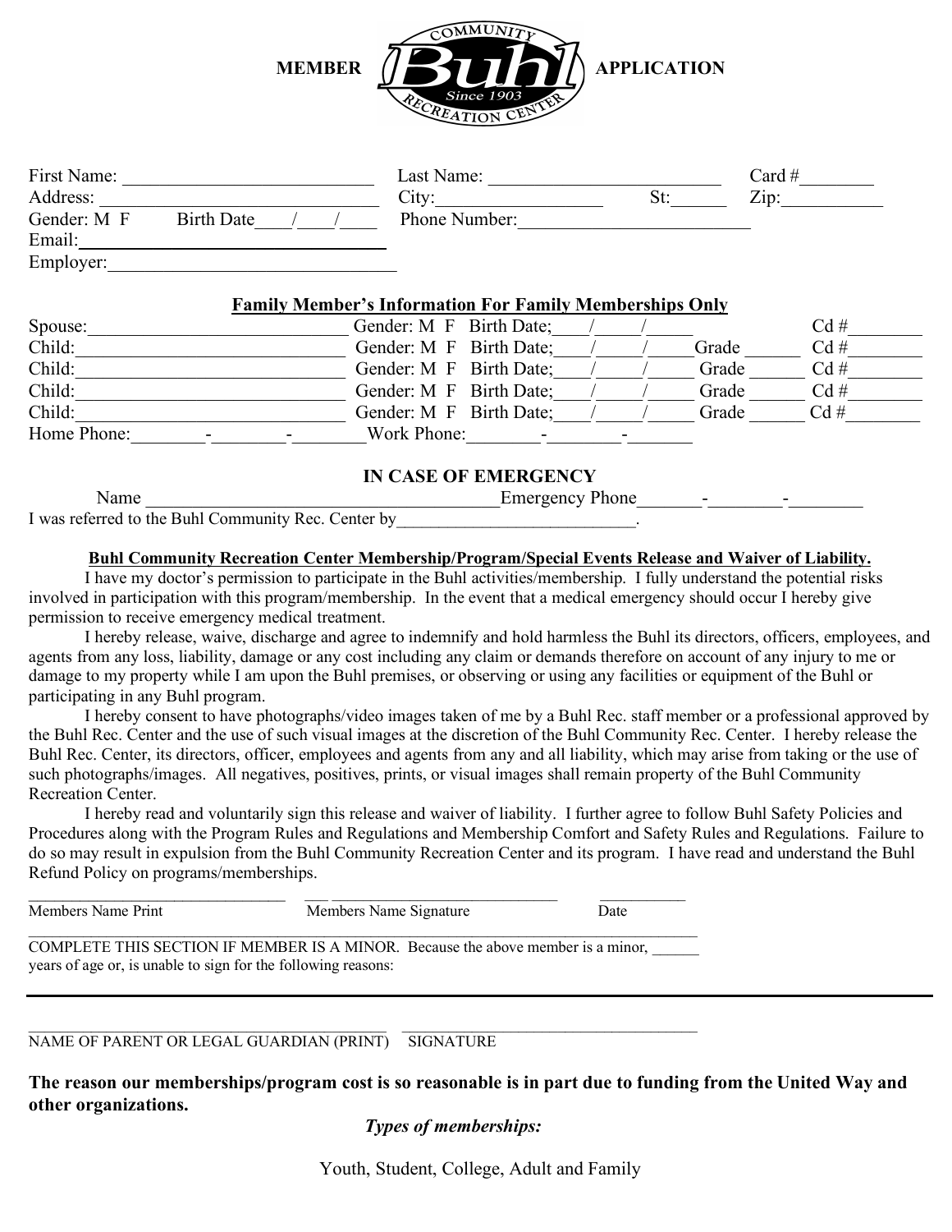# MEMBER APPLICATION

COMMUNITY Buhl Since 1903 RECREATION CENTER

First Name: ___________________________ Last Name: _________________________ Card #________

Address: _____________________________ City:_________________ St:______ Zip:__________

Gender: M F Birth Date____/____/____ Phone Number:________________________

Email:_______________________________

Employer:______________________________

**Family Member's Information For Family Memberships Only**

Spouse:____________________________ Gender: M F Birth Date;____/_____/_____ Cd #________

Child:_____________________________ Gender: M F Birth Date;____/_____/_____Grade ______ Cd #________

Child:_____________________________ Gender: M F Birth Date;____/_____/_____ Grade ______ Cd #________

Child:_____________________________ Gender: M F Birth Date;____/_____/_____ Grade ______ Cd #________

Child:_____________________________ Gender: M F Birth Date;____/_____/_____ Grade ______ Cd #________

Home Phone:________-________-________Work Phone:________-________-_______

**IN CASE OF EMERGENCY**

Name _______________________________________Emergency Phone_______-________-________

I was referred to the Buhl Community Rec. Center by___________________________.

**Buhl Community Recreation Center Membership/Program/Special Events Release and Waiver of Liability.**

I have my doctor's permission to participate in the Buhl activities/membership. I fully understand the potential risks involved in participation with this program/membership. In the event that a medical emergency should occur I hereby give permission to receive emergency medical treatment.

I hereby release, waive, discharge and agree to indemnify and hold harmless the Buhl its directors, officers, employees, and agents from any loss, liability, damage or any cost including any claim or demands therefore on account of any injury to me or damage to my property while I am upon the Buhl premises, or observing or using any facilities or equipment of the Buhl or participating in any Buhl program.

I hereby consent to have photographs/video images taken of me by a Buhl Rec. staff member or a professional approved by the Buhl Rec. Center and the use of such visual images at the discretion of the Buhl Community Rec. Center. I hereby release the Buhl Rec. Center, its directors, officer, employees and agents from any and all liability, which may arise from taking or the use of such photographs/images. All negatives, positives, prints, or visual images shall remain property of the Buhl Community Recreation Center.

I hereby read and voluntarily sign this release and waiver of liability. I further agree to follow Buhl Safety Policies and Procedures along with the Program Rules and Regulations and Membership Comfort and Safety Rules and Regulations. Failure to do so may result in expulsion from the Buhl Community Recreation Center and its program. I have read and understand the Buhl Refund Policy on programs/memberships.

_______________________________ ___ ___________________________ ___________

Members Name Print Members Name Signature Date

_____________________________________________________________________________

COMPLETE THIS SECTION IF MEMBER IS A MINOR. Because the above member is a minor, ______ years of age or, is unable to sign for the following reasons:

_____________________________________________________________________________

_________________________________________ ___________________________________

NAME OF PARENT OR LEGAL GUARDIAN (PRINT) SIGNATURE

**The reason our memberships/program cost is so reasonable is in part due to funding from the United Way and other organizations.**

***Types of memberships:***

Youth, Student, College, Adult and Family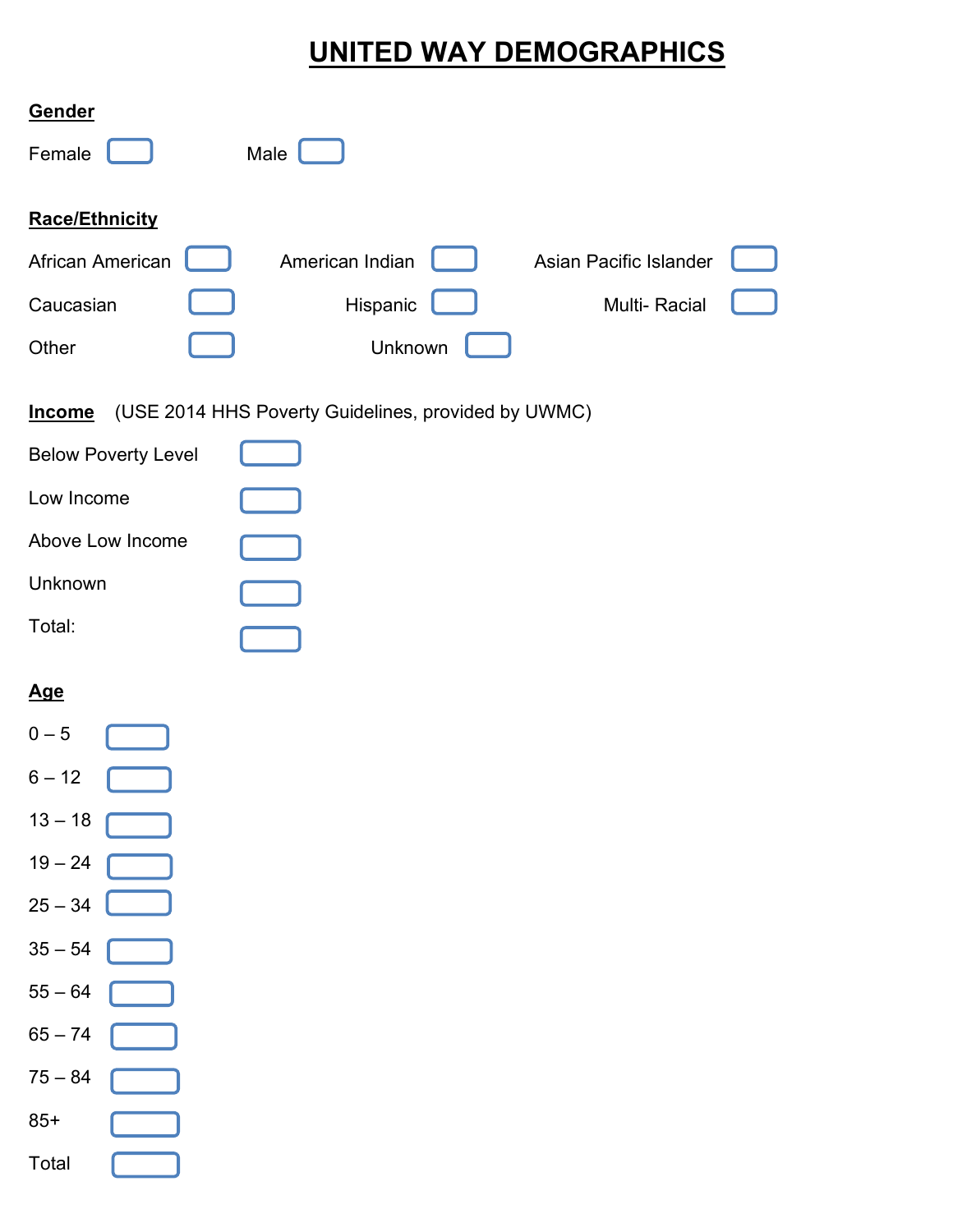# UNITED WAY DEMOGRAPHICS

**Gender**

Female ☐ Male ☐

**Race/Ethnicity**

African American ☐ American Indian ☐ Asian Pacific Islander ☐

Caucasian ☐ Hispanic ☐ Multi- Racial ☐

Other ☐ Unknown ☐

**Income** (USE 2014 HHS Poverty Guidelines, provided by UWMC)

Below Poverty Level ☐

Low Income ☐

Above Low Income ☐

Unknown ☐

Total: ☐

**Age**

0 – 5 ☐

6 – 12 ☐

13 – 18 ☐

19 – 24 ☐

25 – 34 ☐

35 – 54 ☐

55 – 64 ☐

65 – 74 ☐

75 – 84 ☐

85+ ☐

Total ☐